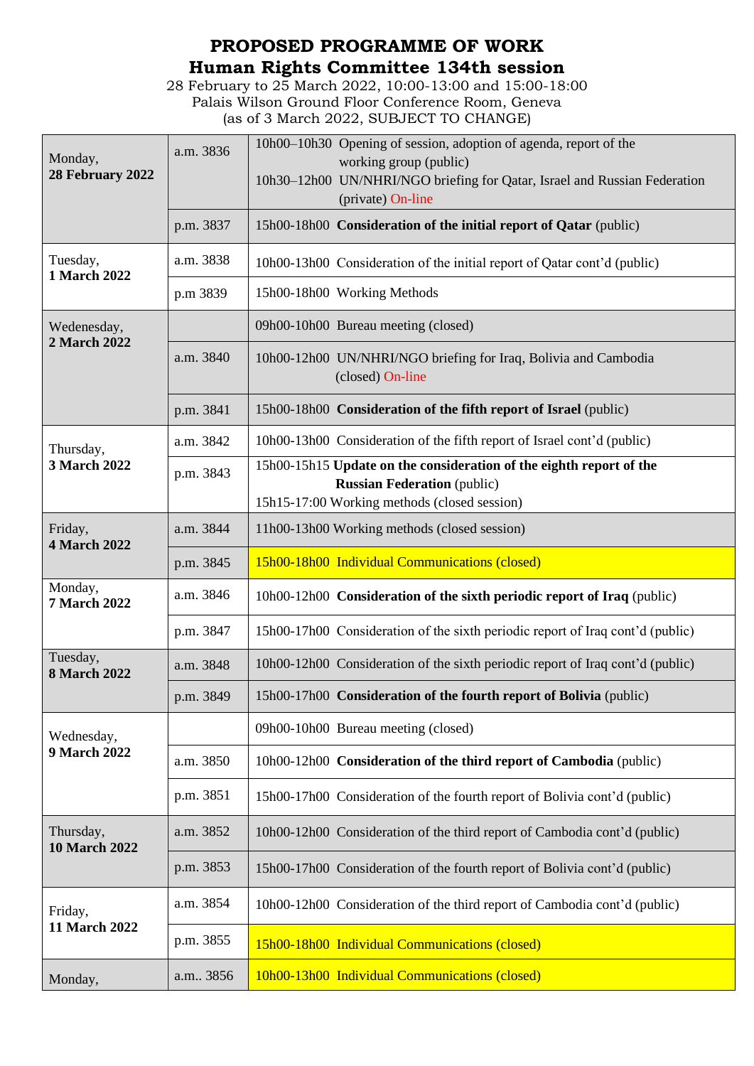# PROPOSED PROGRAMME OF WORK
# Human Rights Committee 134th session

28 February to 25 March 2022, 10:00-13:00 and 15:00-18:00
Palais Wilson Ground Floor Conference Room, Geneva
(as of 3 March 2022, SUBJECT TO CHANGE)

| Day | Meeting | Programme |
|---|---|---|
| Monday, **28 February 2022** | a.m. 3836 | 10h00–10h30 Opening of session, adoption of agenda, report of the working group (public)<br>10h30–12h00 UN/NHRI/NGO briefing for Qatar, Israel and Russian Federation (private) On-line |
| | p.m. 3837 | 15h00-18h00 **Consideration of the initial report of Qatar** (public) |
| Tuesday, **1 March 2022** | a.m. 3838 | 10h00-13h00 Consideration of the initial report of Qatar cont'd (public) |
| | p.m 3839 | 15h00-18h00 Working Methods |
| Wedenesday, **2 March 2022** | | 09h00-10h00 Bureau meeting (closed) |
| | a.m. 3840 | 10h00-12h00 UN/NHRI/NGO briefing for Iraq, Bolivia and Cambodia (closed) On-line |
| | p.m. 3841 | 15h00-18h00 **Consideration of the fifth report of Israel** (public) |
| Thursday, **3 March 2022** | a.m. 3842 | 10h00-13h00 Consideration of the fifth report of Israel cont'd (public) |
| | p.m. 3843 | 15h00-15h15 **Update on the consideration of the eighth report of the Russian Federation** (public)<br>15h15-17:00 Working methods (closed session) |
| Friday, **4 March 2022** | a.m. 3844 | 11h00-13h00 Working methods (closed session) |
| | p.m. 3845 | 15h00-18h00 Individual Communications (closed) |
| Monday, **7 March 2022** | a.m. 3846 | 10h00-12h00 **Consideration of the sixth periodic report of Iraq** (public) |
| | p.m. 3847 | 15h00-17h00 Consideration of the sixth periodic report of Iraq cont'd (public) |
| Tuesday, **8 March 2022** | a.m. 3848 | 10h00-12h00 Consideration of the sixth periodic report of Iraq cont'd (public) |
| | p.m. 3849 | 15h00-17h00 **Consideration of the fourth report of Bolivia** (public) |
| Wednesday, **9 March 2022** | | 09h00-10h00 Bureau meeting (closed) |
| | a.m. 3850 | 10h00-12h00 **Consideration of the third report of Cambodia** (public) |
| | p.m. 3851 | 15h00-17h00 Consideration of the fourth report of Bolivia cont'd (public) |
| Thursday, **10 March 2022** | a.m. 3852 | 10h00-12h00 Consideration of the third report of Cambodia cont'd (public) |
| | p.m. 3853 | 15h00-17h00 Consideration of the fourth report of Bolivia cont'd (public) |
| Friday, **11 March 2022** | a.m. 3854 | 10h00-12h00 Consideration of the third report of Cambodia cont'd (public) |
| | p.m. 3855 | 15h00-18h00 Individual Communications (closed) |
| Monday, | a.m.. 3856 | 10h00-13h00 Individual Communications (closed) |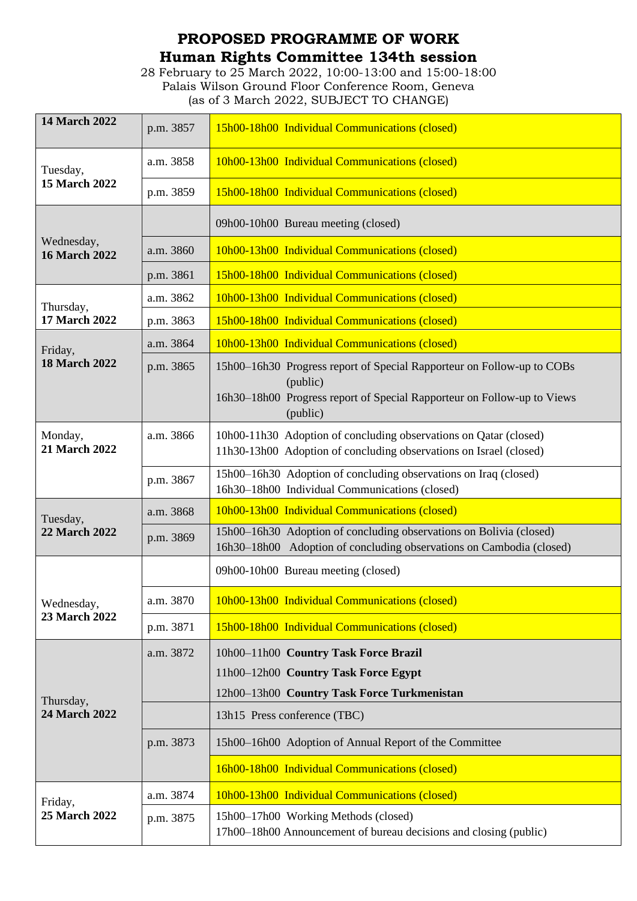# PROPOSED PROGRAMME OF WORK

## Human Rights Committee 134th session

28 February to 25 March 2022, 10:00-13:00 and 15:00-18:00
Palais Wilson Ground Floor Conference Room, Geneva
(as of 3 March 2022, SUBJECT TO CHANGE)

| | | |
|---|---|---|
| **14 March 2022** | p.m. 3857 | 15h00-18h00 Individual Communications (closed) |
| Tuesday, **15 March 2022** | a.m. 3858 | 10h00-13h00 Individual Communications (closed) |
| | p.m. 3859 | 15h00-18h00 Individual Communications (closed) |
| Wednesday, **16 March 2022** | | 09h00-10h00 Bureau meeting (closed) |
| | a.m. 3860 | 10h00-13h00 Individual Communications (closed) |
| | p.m. 3861 | 15h00-18h00 Individual Communications (closed) |
| Thursday, **17 March 2022** | a.m. 3862 | 10h00-13h00 Individual Communications (closed) |
| | p.m. 3863 | 15h00-18h00 Individual Communications (closed) |
| Friday, **18 March 2022** | a.m. 3864 | 10h00-13h00 Individual Communications (closed) |
| | p.m. 3865 | 15h00–16h30 Progress report of Special Rapporteur on Follow-up to COBs (public)<br>16h30–18h00 Progress report of Special Rapporteur on Follow-up to Views (public) |
| Monday, **21 March 2022** | a.m. 3866 | 10h00-11h30 Adoption of concluding observations on Qatar (closed)<br>11h30-13h00 Adoption of concluding observations on Israel (closed) |
| | p.m. 3867 | 15h00–16h30 Adoption of concluding observations on Iraq (closed)<br>16h30–18h00 Individual Communications (closed) |
| Tuesday, **22 March 2022** | a.m. 3868 | 10h00-13h00 Individual Communications (closed) |
| | p.m. 3869 | 15h00–16h30 Adoption of concluding observations on Bolivia (closed)<br>16h30–18h00 Adoption of concluding observations on Cambodia (closed) |
| Wednesday, **23 March 2022** | | 09h00-10h00 Bureau meeting (closed) |
| | a.m. 3870 | 10h00-13h00 Individual Communications (closed) |
| | p.m. 3871 | 15h00-18h00 Individual Communications (closed) |
| Thursday, **24 March 2022** | a.m. 3872 | 10h00–11h00 **Country Task Force Brazil**<br>11h00–12h00 **Country Task Force Egypt**<br>12h00–13h00 **Country Task Force Turkmenistan** |
| | | 13h15 Press conference (TBC) |
| | p.m. 3873 | 15h00–16h00 Adoption of Annual Report of the Committee |
| | | 16h00-18h00 Individual Communications (closed) |
| Friday, **25 March 2022** | a.m. 3874 | 10h00-13h00 Individual Communications (closed) |
| | p.m. 3875 | 15h00–17h00 Working Methods (closed)<br>17h00–18h00 Announcement of bureau decisions and closing (public) |